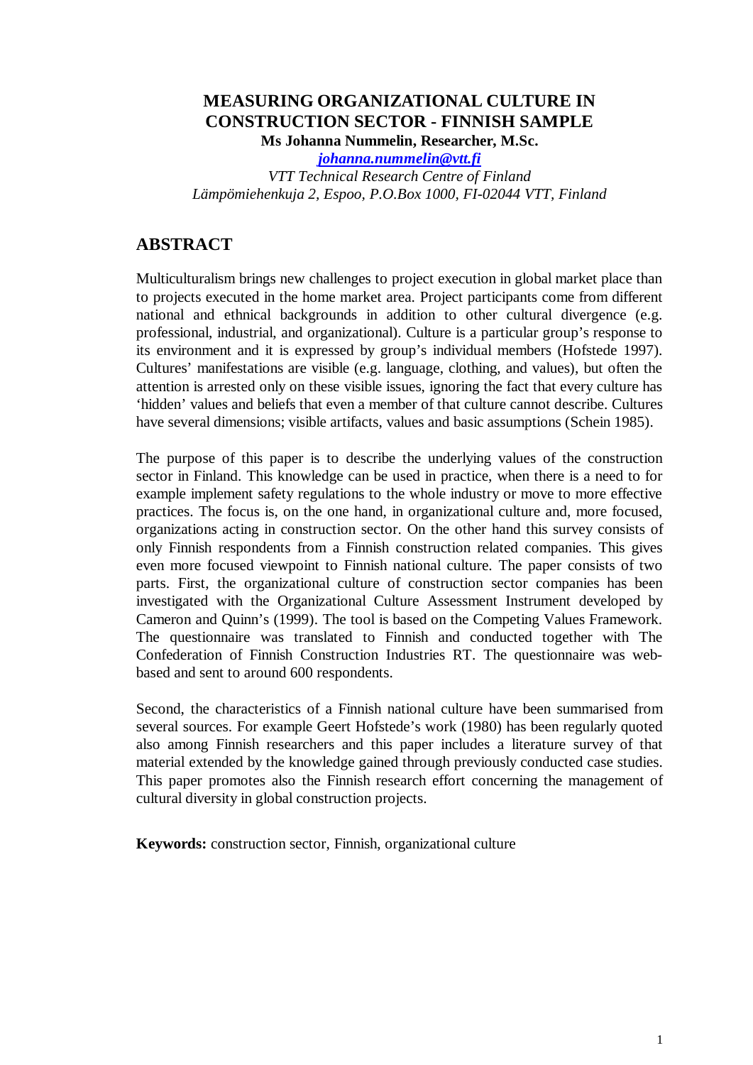# MEASURING ORGANIZATIONAL CULTURE IN CONSTRUCTION SECTOR - FINNISH SAMPLE

**Ms Johanna Nummelin, Researcher, M.Sc.**

*johanna.nummelin@vtt.fi*

*VTT Technical Research Centre of Finland*

*Lämpömiehenkuja 2, Espoo, P.O.Box 1000, FI-02044 VTT, Finland*

## ABSTRACT

Multiculturalism brings new challenges to project execution in global market place than to projects executed in the home market area. Project participants come from different national and ethnical backgrounds in addition to other cultural divergence (e.g. professional, industrial, and organizational). Culture is a particular group's response to its environment and it is expressed by group's individual members (Hofstede 1997). Cultures' manifestations are visible (e.g. language, clothing, and values), but often the attention is arrested only on these visible issues, ignoring the fact that every culture has 'hidden' values and beliefs that even a member of that culture cannot describe. Cultures have several dimensions; visible artifacts, values and basic assumptions (Schein 1985).

The purpose of this paper is to describe the underlying values of the construction sector in Finland. This knowledge can be used in practice, when there is a need to for example implement safety regulations to the whole industry or move to more effective practices. The focus is, on the one hand, in organizational culture and, more focused, organizations acting in construction sector. On the other hand this survey consists of only Finnish respondents from a Finnish construction related companies. This gives even more focused viewpoint to Finnish national culture. The paper consists of two parts. First, the organizational culture of construction sector companies has been investigated with the Organizational Culture Assessment Instrument developed by Cameron and Quinn's (1999). The tool is based on the Competing Values Framework. The questionnaire was translated to Finnish and conducted together with The Confederation of Finnish Construction Industries RT. The questionnaire was web-based and sent to around 600 respondents.

Second, the characteristics of a Finnish national culture have been summarised from several sources. For example Geert Hofstede's work (1980) has been regularly quoted also among Finnish researchers and this paper includes a literature survey of that material extended by the knowledge gained through previously conducted case studies. This paper promotes also the Finnish research effort concerning the management of cultural diversity in global construction projects.

**Keywords:** construction sector, Finnish, organizational culture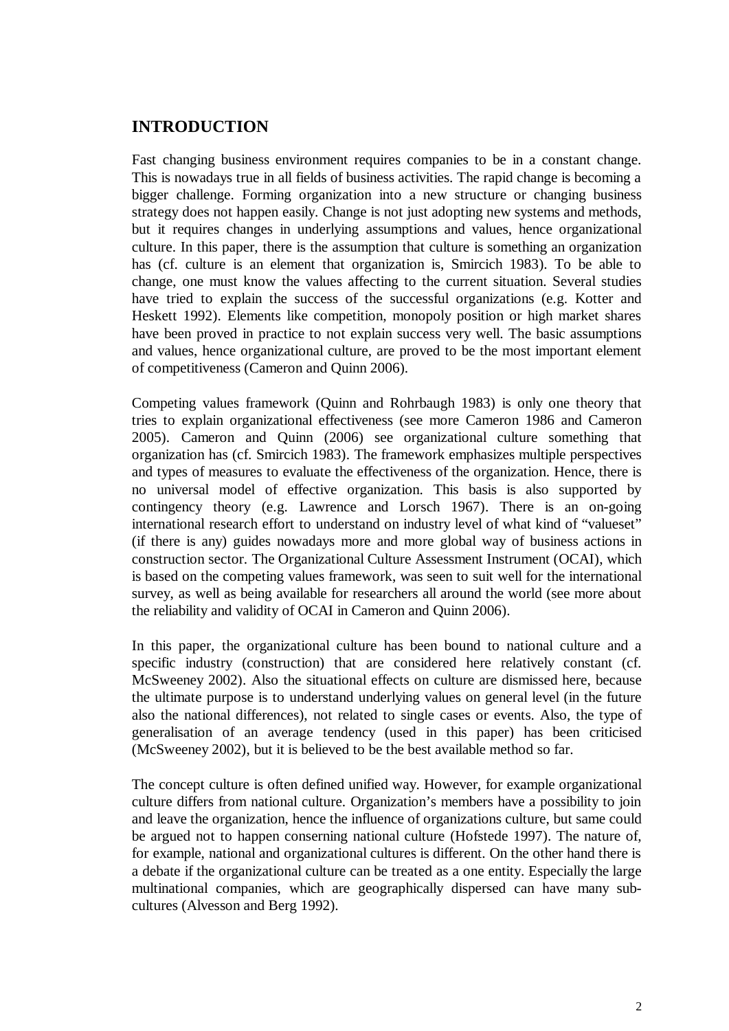# INTRODUCTION

Fast changing business environment requires companies to be in a constant change. This is nowadays true in all fields of business activities. The rapid change is becoming a bigger challenge. Forming organization into a new structure or changing business strategy does not happen easily. Change is not just adopting new systems and methods, but it requires changes in underlying assumptions and values, hence organizational culture. In this paper, there is the assumption that culture is something an organization has (cf. culture is an element that organization is, Smircich 1983). To be able to change, one must know the values affecting to the current situation. Several studies have tried to explain the success of the successful organizations (e.g. Kotter and Heskett 1992). Elements like competition, monopoly position or high market shares have been proved in practice to not explain success very well. The basic assumptions and values, hence organizational culture, are proved to be the most important element of competitiveness (Cameron and Quinn 2006).

Competing values framework (Quinn and Rohrbaugh 1983) is only one theory that tries to explain organizational effectiveness (see more Cameron 1986 and Cameron 2005). Cameron and Quinn (2006) see organizational culture something that organization has (cf. Smircich 1983). The framework emphasizes multiple perspectives and types of measures to evaluate the effectiveness of the organization. Hence, there is no universal model of effective organization. This basis is also supported by contingency theory (e.g. Lawrence and Lorsch 1967). There is an on-going international research effort to understand on industry level of what kind of "valueset" (if there is any) guides nowadays more and more global way of business actions in construction sector. The Organizational Culture Assessment Instrument (OCAI), which is based on the competing values framework, was seen to suit well for the international survey, as well as being available for researchers all around the world (see more about the reliability and validity of OCAI in Cameron and Quinn 2006).

In this paper, the organizational culture has been bound to national culture and a specific industry (construction) that are considered here relatively constant (cf. McSweeney 2002). Also the situational effects on culture are dismissed here, because the ultimate purpose is to understand underlying values on general level (in the future also the national differences), not related to single cases or events. Also, the type of generalisation of an average tendency (used in this paper) has been criticised (McSweeney 2002), but it is believed to be the best available method so far.

The concept culture is often defined unified way. However, for example organizational culture differs from national culture. Organization's members have a possibility to join and leave the organization, hence the influence of organizations culture, but same could be argued not to happen conserning national culture (Hofstede 1997). The nature of, for example, national and organizational cultures is different. On the other hand there is a debate if the organizational culture can be treated as a one entity. Especially the large multinational companies, which are geographically dispersed can have many sub-cultures (Alvesson and Berg 1992).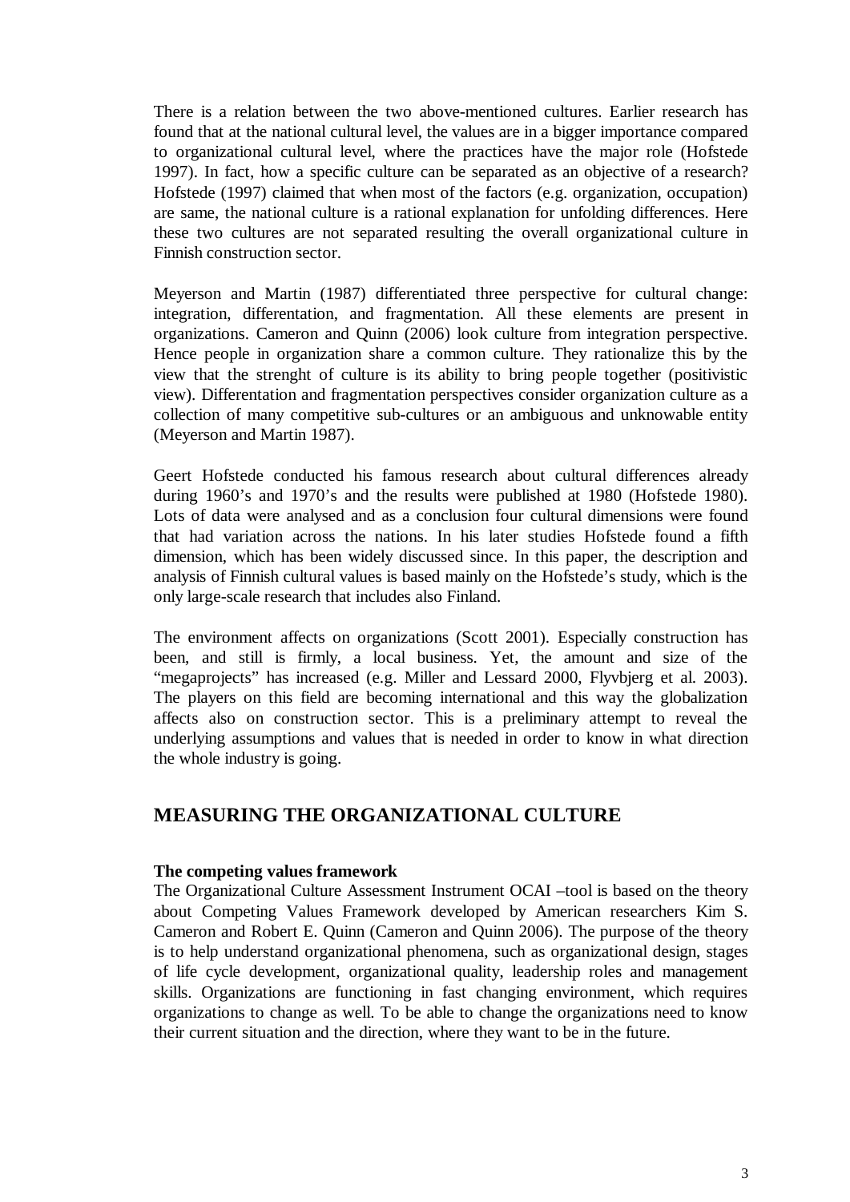There is a relation between the two above-mentioned cultures. Earlier research has found that at the national cultural level, the values are in a bigger importance compared to organizational cultural level, where the practices have the major role (Hofstede 1997). In fact, how a specific culture can be separated as an objective of a research? Hofstede (1997) claimed that when most of the factors (e.g. organization, occupation) are same, the national culture is a rational explanation for unfolding differences. Here these two cultures are not separated resulting the overall organizational culture in Finnish construction sector.

Meyerson and Martin (1987) differentiated three perspective for cultural change: integration, differentation, and fragmentation. All these elements are present in organizations. Cameron and Quinn (2006) look culture from integration perspective. Hence people in organization share a common culture. They rationalize this by the view that the strenght of culture is its ability to bring people together (positivistic view). Differentation and fragmentation perspectives consider organization culture as a collection of many competitive sub-cultures or an ambiguous and unknowable entity (Meyerson and Martin 1987).

Geert Hofstede conducted his famous research about cultural differences already during 1960's and 1970's and the results were published at 1980 (Hofstede 1980). Lots of data were analysed and as a conclusion four cultural dimensions were found that had variation across the nations. In his later studies Hofstede found a fifth dimension, which has been widely discussed since. In this paper, the description and analysis of Finnish cultural values is based mainly on the Hofstede's study, which is the only large-scale research that includes also Finland.

The environment affects on organizations (Scott 2001). Especially construction has been, and still is firmly, a local business. Yet, the amount and size of the "megaprojects" has increased (e.g. Miller and Lessard 2000, Flyvbjerg et al. 2003). The players on this field are becoming international and this way the globalization affects also on construction sector. This is a preliminary attempt to reveal the underlying assumptions and values that is needed in order to know in what direction the whole industry is going.

## MEASURING THE ORGANIZATIONAL CULTURE

**The competing values framework**

The Organizational Culture Assessment Instrument OCAI –tool is based on the theory about Competing Values Framework developed by American researchers Kim S. Cameron and Robert E. Quinn (Cameron and Quinn 2006). The purpose of the theory is to help understand organizational phenomena, such as organizational design, stages of life cycle development, organizational quality, leadership roles and management skills. Organizations are functioning in fast changing environment, which requires organizations to change as well. To be able to change the organizations need to know their current situation and the direction, where they want to be in the future.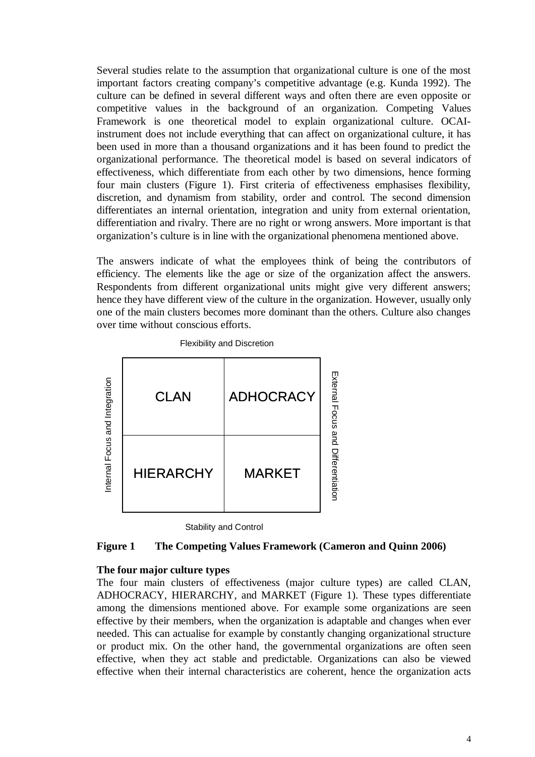Several studies relate to the assumption that organizational culture is one of the most important factors creating company's competitive advantage (e.g. Kunda 1992). The culture can be defined in several different ways and often there are even opposite or competitive values in the background of an organization. Competing Values Framework is one theoretical model to explain organizational culture. OCAI-instrument does not include everything that can affect on organizational culture, it has been used in more than a thousand organizations and it has been found to predict the organizational performance. The theoretical model is based on several indicators of effectiveness, which differentiate from each other by two dimensions, hence forming four main clusters (Figure 1). First criteria of effectiveness emphasises flexibility, discretion, and dynamism from stability, order and control. The second dimension differentiates an internal orientation, integration and unity from external orientation, differentiation and rivalry. There are no right or wrong answers. More important is that organization's culture is in line with the organizational phenomena mentioned above.

The answers indicate of what the employees think of being the contributors of efficiency. The elements like the age or size of the organization affect the answers. Respondents from different organizational units might give very different answers; hence they have different view of the culture in the organization. However, usually only one of the main clusters becomes more dominant than the others. Culture also changes over time without conscious efforts.

Flexibility and Discretion

| Internal Focus and Integration | | | External Focus and Differentiation |
|---|---|---|---|
| | CLAN | ADHOCRACY | |
| | HIERARCHY | MARKET | |

Stability and Control

**Figure 1 The Competing Values Framework (Cameron and Quinn 2006)**

**The four major culture types**

The four main clusters of effectiveness (major culture types) are called CLAN, ADHOCRACY, HIERARCHY, and MARKET (Figure 1). These types differentiate among the dimensions mentioned above. For example some organizations are seen effective by their members, when the organization is adaptable and changes when ever needed. This can actualise for example by constantly changing organizational structure or product mix. On the other hand, the governmental organizations are often seen effective, when they act stable and predictable. Organizations can also be viewed effective when their internal characteristics are coherent, hence the organization acts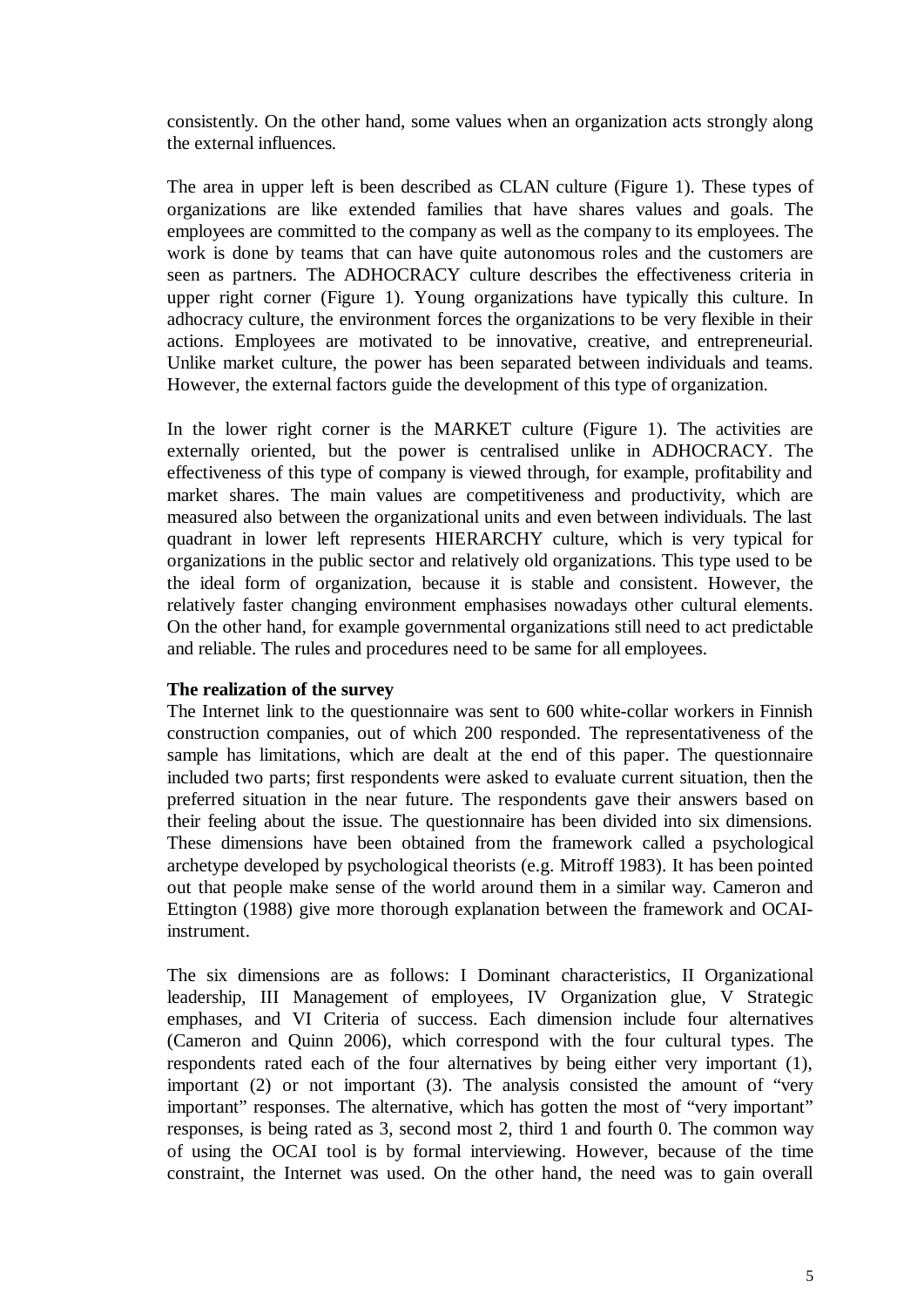consistently. On the other hand, some values when an organization acts strongly along the external influences.

The area in upper left is been described as CLAN culture (Figure 1). These types of organizations are like extended families that have shares values and goals. The employees are committed to the company as well as the company to its employees. The work is done by teams that can have quite autonomous roles and the customers are seen as partners. The ADHOCRACY culture describes the effectiveness criteria in upper right corner (Figure 1). Young organizations have typically this culture. In adhocracy culture, the environment forces the organizations to be very flexible in their actions. Employees are motivated to be innovative, creative, and entrepreneurial. Unlike market culture, the power has been separated between individuals and teams. However, the external factors guide the development of this type of organization.

In the lower right corner is the MARKET culture (Figure 1). The activities are externally oriented, but the power is centralised unlike in ADHOCRACY. The effectiveness of this type of company is viewed through, for example, profitability and market shares. The main values are competitiveness and productivity, which are measured also between the organizational units and even between individuals. The last quadrant in lower left represents HIERARCHY culture, which is very typical for organizations in the public sector and relatively old organizations. This type used to be the ideal form of organization, because it is stable and consistent. However, the relatively faster changing environment emphasises nowadays other cultural elements. On the other hand, for example governmental organizations still need to act predictable and reliable. The rules and procedures need to be same for all employees.

**The realization of the survey**

The Internet link to the questionnaire was sent to 600 white-collar workers in Finnish construction companies, out of which 200 responded. The representativeness of the sample has limitations, which are dealt at the end of this paper. The questionnaire included two parts; first respondents were asked to evaluate current situation, then the preferred situation in the near future. The respondents gave their answers based on their feeling about the issue. The questionnaire has been divided into six dimensions. These dimensions have been obtained from the framework called a psychological archetype developed by psychological theorists (e.g. Mitroff 1983). It has been pointed out that people make sense of the world around them in a similar way. Cameron and Ettington (1988) give more thorough explanation between the framework and OCAI-instrument.

The six dimensions are as follows: I Dominant characteristics, II Organizational leadership, III Management of employees, IV Organization glue, V Strategic emphases, and VI Criteria of success. Each dimension include four alternatives (Cameron and Quinn 2006), which correspond with the four cultural types. The respondents rated each of the four alternatives by being either very important (1), important (2) or not important (3). The analysis consisted the amount of "very important" responses. The alternative, which has gotten the most of "very important" responses, is being rated as 3, second most 2, third 1 and fourth 0. The common way of using the OCAI tool is by formal interviewing. However, because of the time constraint, the Internet was used. On the other hand, the need was to gain overall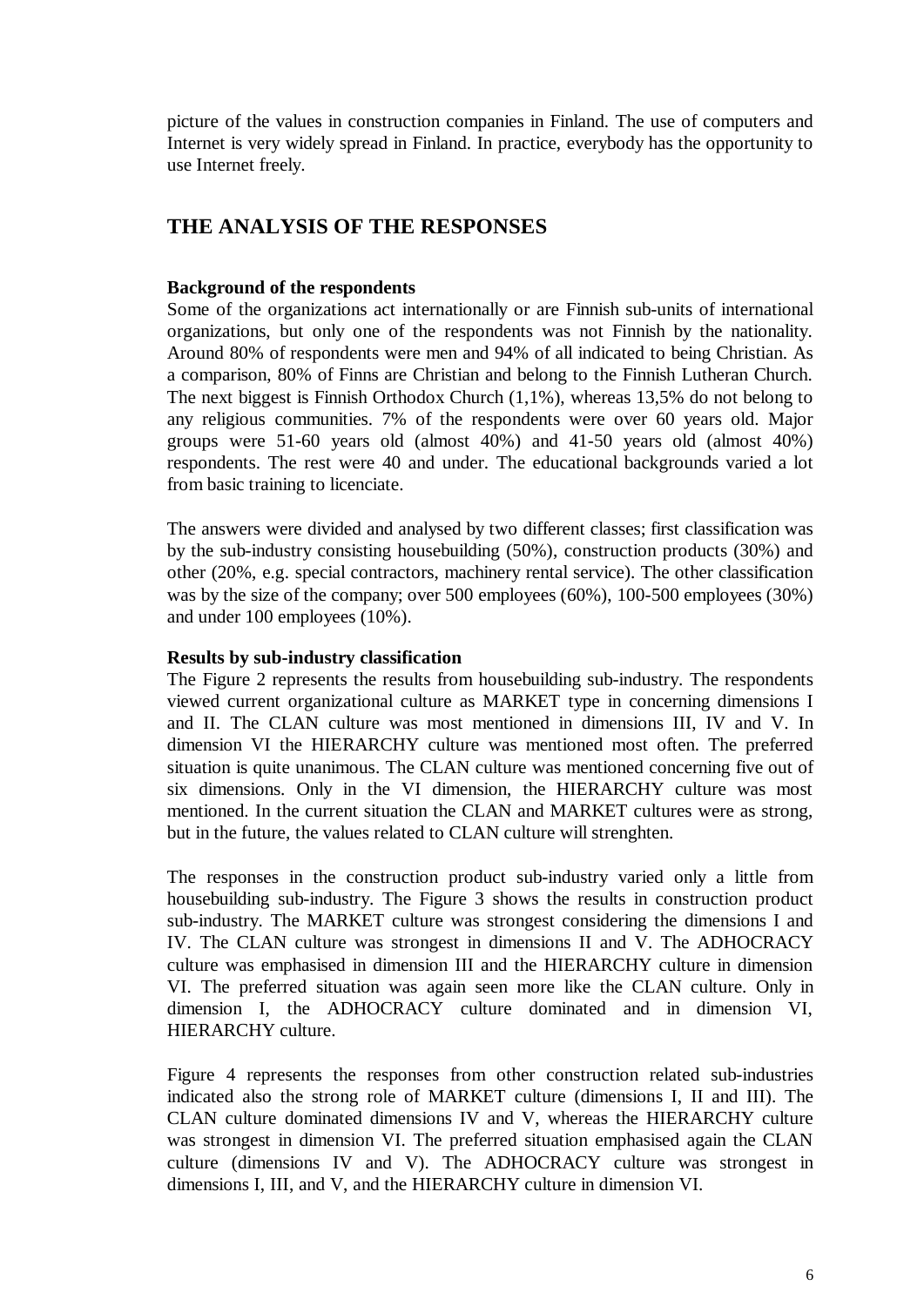picture of the values in construction companies in Finland. The use of computers and Internet is very widely spread in Finland. In practice, everybody has the opportunity to use Internet freely.

## THE ANALYSIS OF THE RESPONSES

**Background of the respondents**

Some of the organizations act internationally or are Finnish sub-units of international organizations, but only one of the respondents was not Finnish by the nationality. Around 80% of respondents were men and 94% of all indicated to being Christian. As a comparison, 80% of Finns are Christian and belong to the Finnish Lutheran Church. The next biggest is Finnish Orthodox Church (1,1%), whereas 13,5% do not belong to any religious communities. 7% of the respondents were over 60 years old. Major groups were 51-60 years old (almost 40%) and 41-50 years old (almost 40%) respondents. The rest were 40 and under. The educational backgrounds varied a lot from basic training to licenciate.

The answers were divided and analysed by two different classes; first classification was by the sub-industry consisting housebuilding (50%), construction products (30%) and other (20%, e.g. special contractors, machinery rental service). The other classification was by the size of the company; over 500 employees (60%), 100-500 employees (30%) and under 100 employees (10%).

**Results by sub-industry classification**

The Figure 2 represents the results from housebuilding sub-industry. The respondents viewed current organizational culture as MARKET type in concerning dimensions I and II. The CLAN culture was most mentioned in dimensions III, IV and V. In dimension VI the HIERARCHY culture was mentioned most often. The preferred situation is quite unanimous. The CLAN culture was mentioned concerning five out of six dimensions. Only in the VI dimension, the HIERARCHY culture was most mentioned. In the current situation the CLAN and MARKET cultures were as strong, but in the future, the values related to CLAN culture will strenghten.

The responses in the construction product sub-industry varied only a little from housebuilding sub-industry. The Figure 3 shows the results in construction product sub-industry. The MARKET culture was strongest considering the dimensions I and IV. The CLAN culture was strongest in dimensions II and V. The ADHOCRACY culture was emphasised in dimension III and the HIERARCHY culture in dimension VI. The preferred situation was again seen more like the CLAN culture. Only in dimension I, the ADHOCRACY culture dominated and in dimension VI, HIERARCHY culture.

Figure 4 represents the responses from other construction related sub-industries indicated also the strong role of MARKET culture (dimensions I, II and III). The CLAN culture dominated dimensions IV and V, whereas the HIERARCHY culture was strongest in dimension VI. The preferred situation emphasised again the CLAN culture (dimensions IV and V). The ADHOCRACY culture was strongest in dimensions I, III, and V, and the HIERARCHY culture in dimension VI.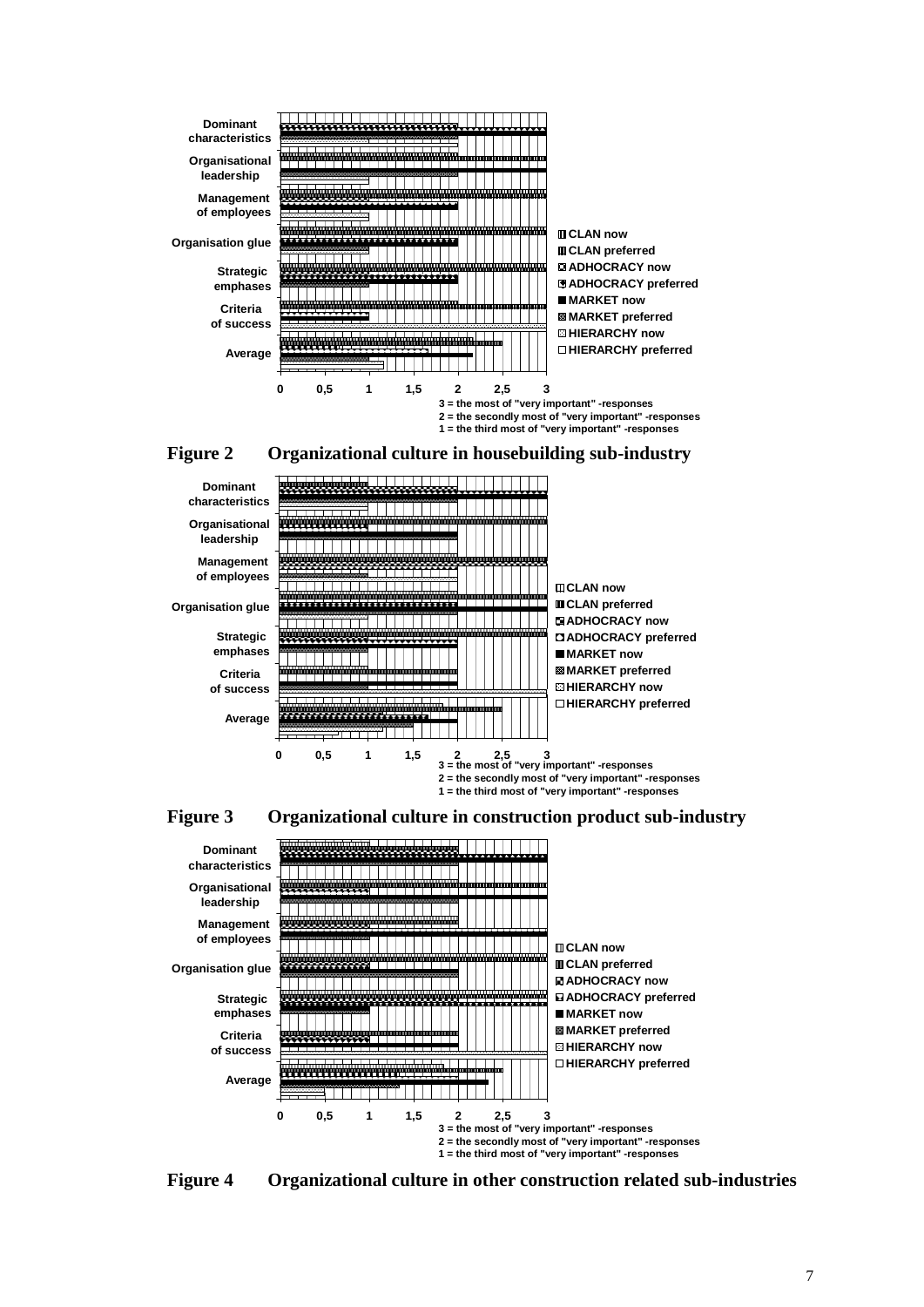**Figure 2** Organizational culture in housebuilding sub-industry

**Figure 3** Organizational culture in construction product sub-industry

**Figure 4** Organizational culture in other construction related sub-industries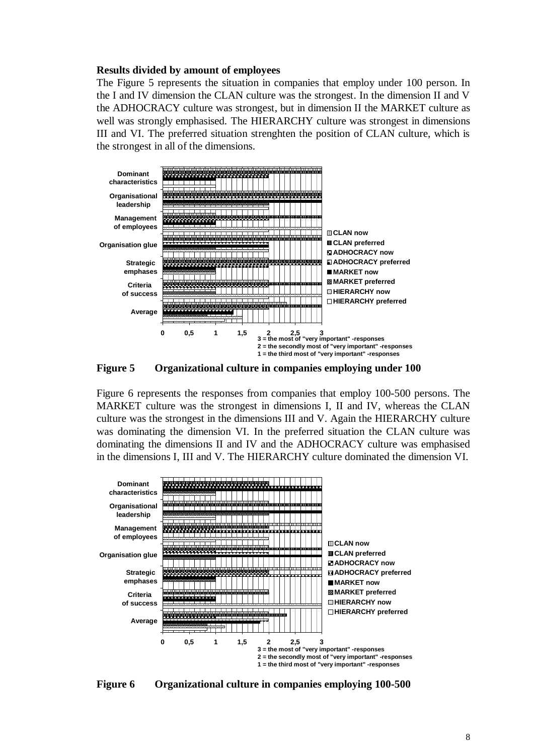**Results divided by amount of employees**

The Figure 5 represents the situation in companies that employ under 100 person. In the I and IV dimension the CLAN culture was the strongest. In the dimension II and V the ADHOCRACY culture was strongest, but in dimension II the MARKET culture as well was strongly emphasised. The HIERARCHY culture was strongest in dimensions III and VI. The preferred situation strenghten the position of CLAN culture, which is the strongest in all of the dimensions.

**Figure 5 Organizational culture in companies employing under 100**

Figure 6 represents the responses from companies that employ 100-500 persons. The MARKET culture was the strongest in dimensions I, II and IV, whereas the CLAN culture was the strongest in the dimensions III and V. Again the HIERARCHY culture was dominating the dimension VI. In the preferred situation the CLAN culture was dominating the dimensions II and IV and the ADHOCRACY culture was emphasised in the dimensions I, III and V. The HIERARCHY culture dominated the dimension VI.

**Figure 6 Organizational culture in companies employing 100-500**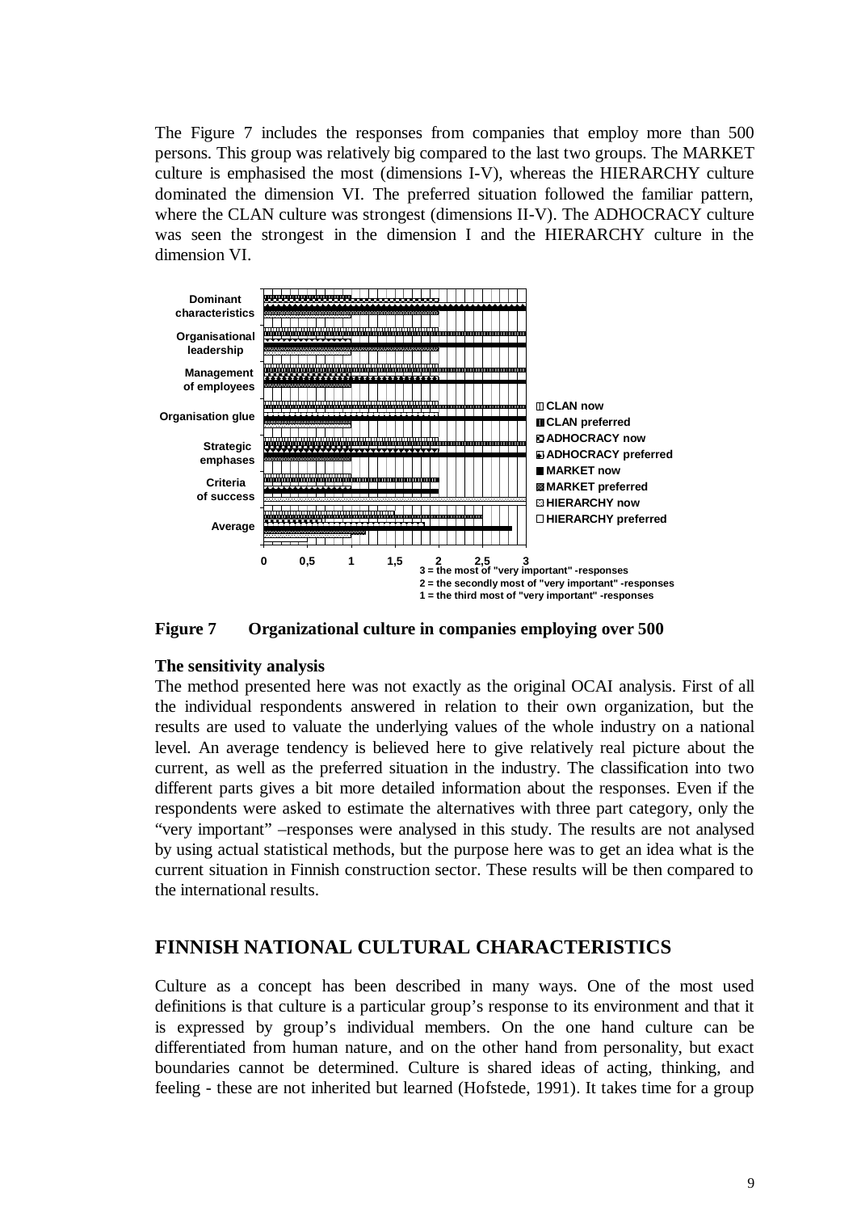The Figure 7 includes the responses from companies that employ more than 500 persons. This group was relatively big compared to the last two groups. The MARKET culture is emphasised the most (dimensions I-V), whereas the HIERARCHY culture dominated the dimension VI. The preferred situation followed the familiar pattern, where the CLAN culture was strongest (dimensions II-V). The ADHOCRACY culture was seen the strongest in the dimension I and the HIERARCHY culture in the dimension VI.

**Figure 7 Organizational culture in companies employing over 500**

**The sensitivity analysis**

The method presented here was not exactly as the original OCAI analysis. First of all the individual respondents answered in relation to their own organization, but the results are used to valuate the underlying values of the whole industry on a national level. An average tendency is believed here to give relatively real picture about the current, as well as the preferred situation in the industry. The classification into two different parts gives a bit more detailed information about the responses. Even if the respondents were asked to estimate the alternatives with three part category, only the "very important" –responses were analysed in this study. The results are not analysed by using actual statistical methods, but the purpose here was to get an idea what is the current situation in Finnish construction sector. These results will be then compared to the international results.

## FINNISH NATIONAL CULTURAL CHARACTERISTICS

Culture as a concept has been described in many ways. One of the most used definitions is that culture is a particular group's response to its environment and that it is expressed by group's individual members. On the one hand culture can be differentiated from human nature, and on the other hand from personality, but exact boundaries cannot be determined. Culture is shared ideas of acting, thinking, and feeling - these are not inherited but learned (Hofstede, 1991). It takes time for a group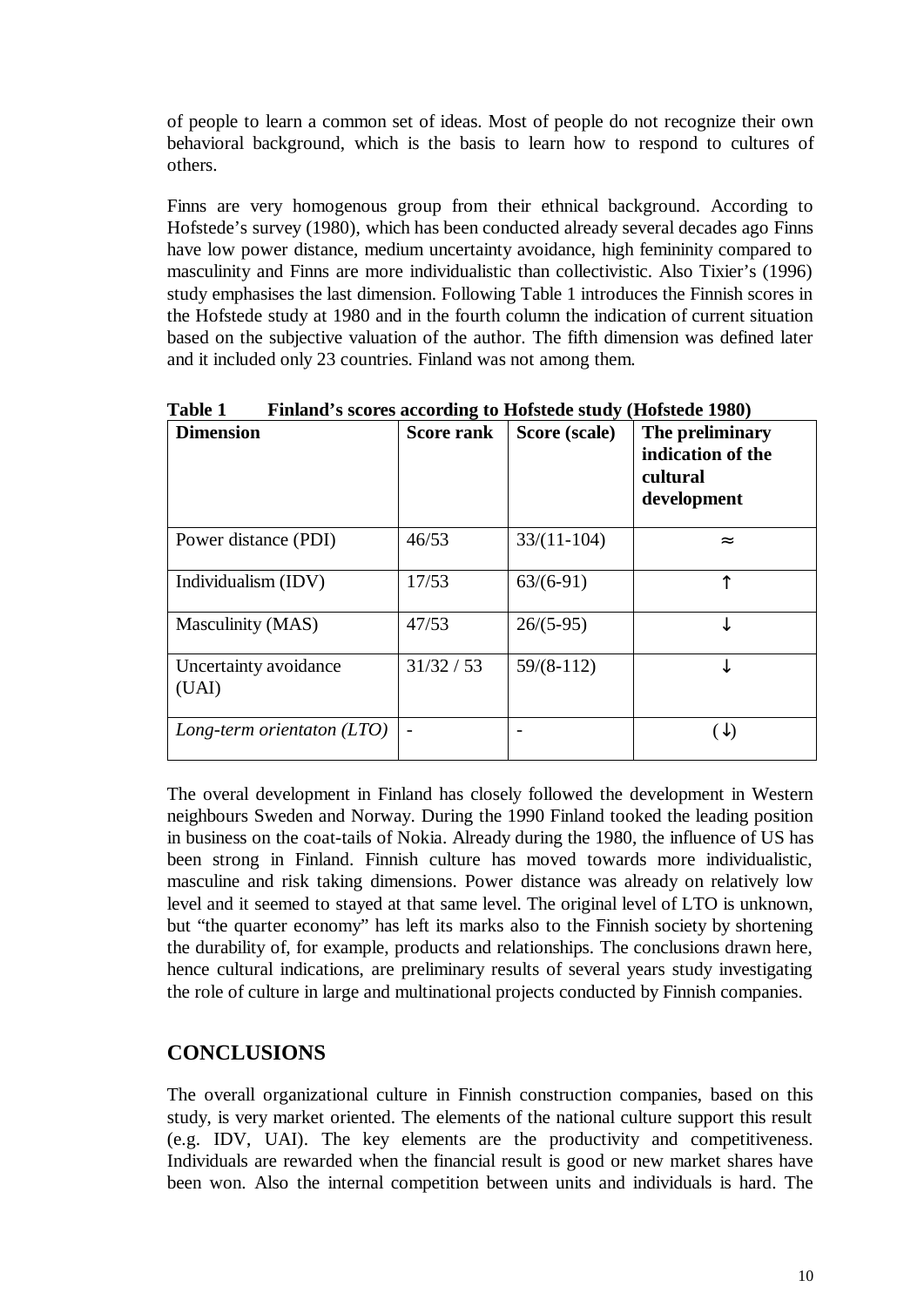of people to learn a common set of ideas. Most of people do not recognize their own behavioral background, which is the basis to learn how to respond to cultures of others.

Finns are very homogenous group from their ethnical background. According to Hofstede's survey (1980), which has been conducted already several decades ago Finns have low power distance, medium uncertainty avoidance, high femininity compared to masculinity and Finns are more individualistic than collectivistic. Also Tixier's (1996) study emphasises the last dimension. Following Table 1 introduces the Finnish scores in the Hofstede study at 1980 and in the fourth column the indication of current situation based on the subjective valuation of the author. The fifth dimension was defined later and it included only 23 countries. Finland was not among them.

**Table 1 Finland's scores according to Hofstede study (Hofstede 1980)**

| **Dimension** | **Score rank** | **Score (scale)** | **The preliminary indication of the cultural development** |
|---|---|---|---|
| Power distance (PDI) | 46/53 | 33/(11-104) | ≈ |
| Individualism (IDV) | 17/53 | 63/(6-91) | ↑ |
| Masculinity (MAS) | 47/53 | 26/(5-95) | ↓ |
| Uncertainty avoidance (UAI) | 31/32 / 53 | 59/(8-112) | ↓ |
| *Long-term orientaton (LTO)* | - | - | (↓) |

The overal development in Finland has closely followed the development in Western neighbours Sweden and Norway. During the 1990 Finland tooked the leading position in business on the coat-tails of Nokia. Already during the 1980, the influence of US has been strong in Finland. Finnish culture has moved towards more individualistic, masculine and risk taking dimensions. Power distance was already on relatively low level and it seemed to stayed at that same level. The original level of LTO is unknown, but "the quarter economy" has left its marks also to the Finnish society by shortening the durability of, for example, products and relationships. The conclusions drawn here, hence cultural indications, are preliminary results of several years study investigating the role of culture in large and multinational projects conducted by Finnish companies.

## CONCLUSIONS

The overall organizational culture in Finnish construction companies, based on this study, is very market oriented. The elements of the national culture support this result (e.g. IDV, UAI). The key elements are the productivity and competitiveness. Individuals are rewarded when the financial result is good or new market shares have been won. Also the internal competition between units and individuals is hard. The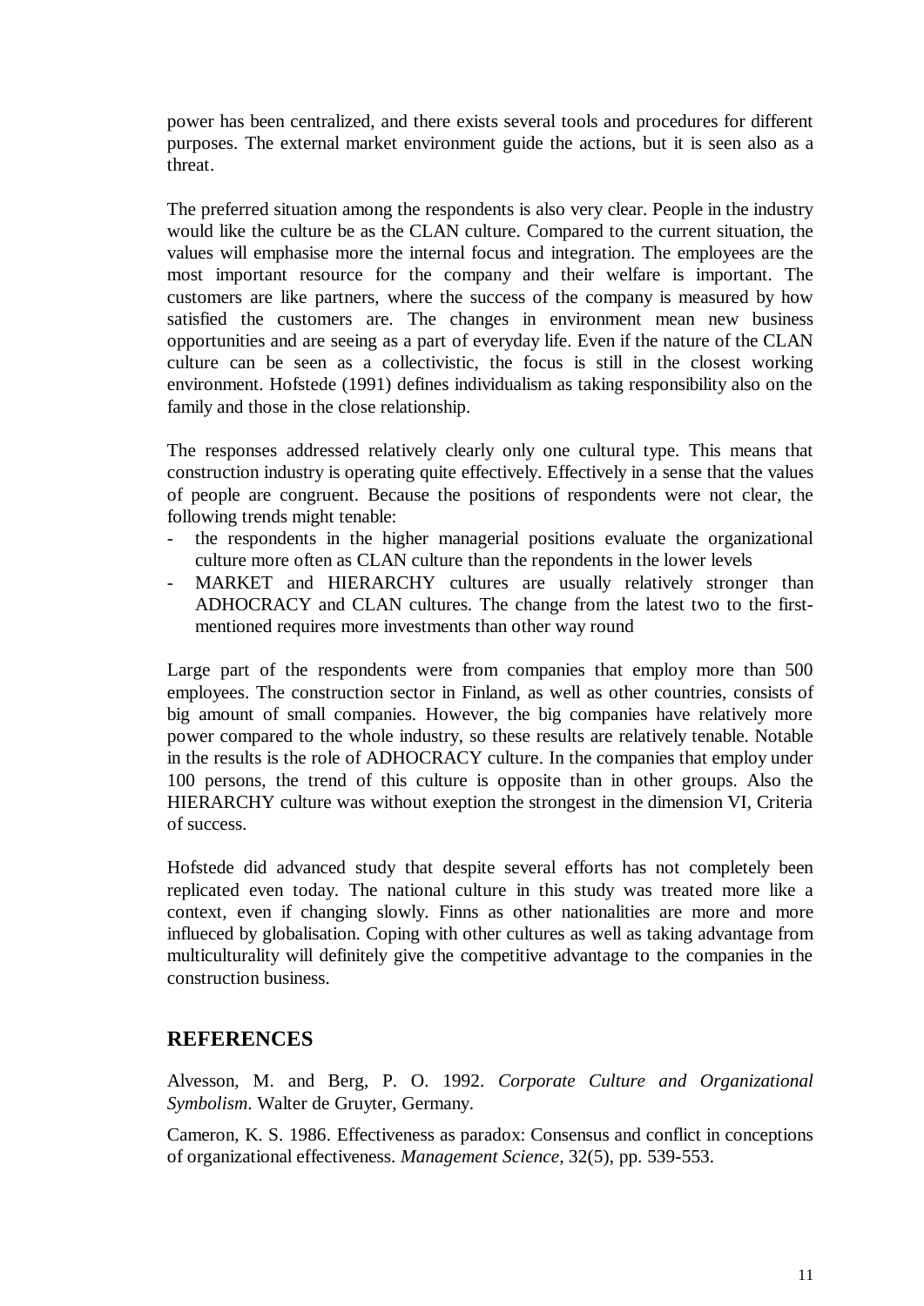power has been centralized, and there exists several tools and procedures for different purposes. The external market environment guide the actions, but it is seen also as a threat.

The preferred situation among the respondents is also very clear. People in the industry would like the culture be as the CLAN culture. Compared to the current situation, the values will emphasise more the internal focus and integration. The employees are the most important resource for the company and their welfare is important. The customers are like partners, where the success of the company is measured by how satisfied the customers are. The changes in environment mean new business opportunities and are seeing as a part of everyday life. Even if the nature of the CLAN culture can be seen as a collectivistic, the focus is still in the closest working environment. Hofstede (1991) defines individualism as taking responsibility also on the family and those in the close relationship.

The responses addressed relatively clearly only one cultural type. This means that construction industry is operating quite effectively. Effectively in a sense that the values of people are congruent. Because the positions of respondents were not clear, the following trends might tenable:

- the respondents in the higher managerial positions evaluate the organizational culture more often as CLAN culture than the repondents in the lower levels
- MARKET and HIERARCHY cultures are usually relatively stronger than ADHOCRACY and CLAN cultures. The change from the latest two to the first-mentioned requires more investments than other way round

Large part of the respondents were from companies that employ more than 500 employees. The construction sector in Finland, as well as other countries, consists of big amount of small companies. However, the big companies have relatively more power compared to the whole industry, so these results are relatively tenable. Notable in the results is the role of ADHOCRACY culture. In the companies that employ under 100 persons, the trend of this culture is opposite than in other groups. Also the HIERARCHY culture was without exeption the strongest in the dimension VI, Criteria of success.

Hofstede did advanced study that despite several efforts has not completely been replicated even today. The national culture in this study was treated more like a context, even if changing slowly. Finns as other nationalities are more and more influeced by globalisation. Coping with other cultures as well as taking advantage from multiculturality will definitely give the competitive advantage to the companies in the construction business.

## REFERENCES

Alvesson, M. and Berg, P. O. 1992. *Corporate Culture and Organizational Symbolism*. Walter de Gruyter, Germany.

Cameron, K. S. 1986. Effectiveness as paradox: Consensus and conflict in conceptions of organizational effectiveness. *Management Science*, 32(5), pp. 539-553.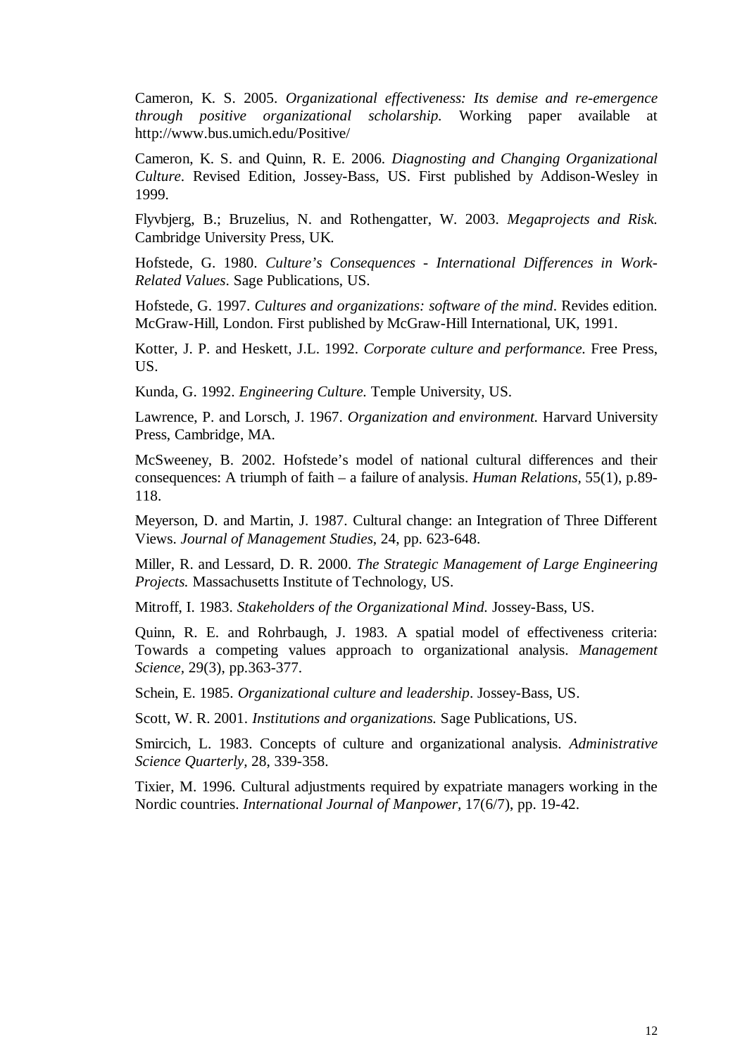Cameron, K. S. 2005. *Organizational effectiveness: Its demise and re-emergence through positive organizational scholarship.* Working paper available at http://www.bus.umich.edu/Positive/

Cameron, K. S. and Quinn, R. E. 2006. *Diagnosting and Changing Organizational Culture*. Revised Edition, Jossey-Bass, US. First published by Addison-Wesley in 1999.

Flyvbjerg, B.; Bruzelius, N. and Rothengatter, W. 2003. *Megaprojects and Risk.* Cambridge University Press, UK.

Hofstede, G. 1980. *Culture's Consequences - International Differences in Work-Related Values*. Sage Publications, US.

Hofstede, G. 1997. *Cultures and organizations: software of the mind*. Revides edition. McGraw-Hill, London. First published by McGraw-Hill International, UK, 1991.

Kotter, J. P. and Heskett, J.L. 1992. *Corporate culture and performance.* Free Press, US.

Kunda, G. 1992. *Engineering Culture.* Temple University, US.

Lawrence, P. and Lorsch, J. 1967. *Organization and environment.* Harvard University Press, Cambridge, MA.

McSweeney, B. 2002. Hofstede's model of national cultural differences and their consequences: A triumph of faith – a failure of analysis. *Human Relations,* 55(1), p.89-118.

Meyerson, D. and Martin, J. 1987. Cultural change: an Integration of Three Different Views. *Journal of Management Studies*, 24, pp. 623-648.

Miller, R. and Lessard, D. R. 2000. *The Strategic Management of Large Engineering Projects.* Massachusetts Institute of Technology, US.

Mitroff, I. 1983. *Stakeholders of the Organizational Mind.* Jossey-Bass, US.

Quinn, R. E. and Rohrbaugh, J. 1983. A spatial model of effectiveness criteria: Towards a competing values approach to organizational analysis. *Management Science,* 29(3), pp.363-377.

Schein, E. 1985. *Organizational culture and leadership*. Jossey-Bass, US.

Scott, W. R. 2001. *Institutions and organizations.* Sage Publications, US.

Smircich, L. 1983. Concepts of culture and organizational analysis. *Administrative Science Quarterly*, 28, 339-358.

Tixier, M. 1996. Cultural adjustments required by expatriate managers working in the Nordic countries. *International Journal of Manpower*, 17(6/7), pp. 19-42.